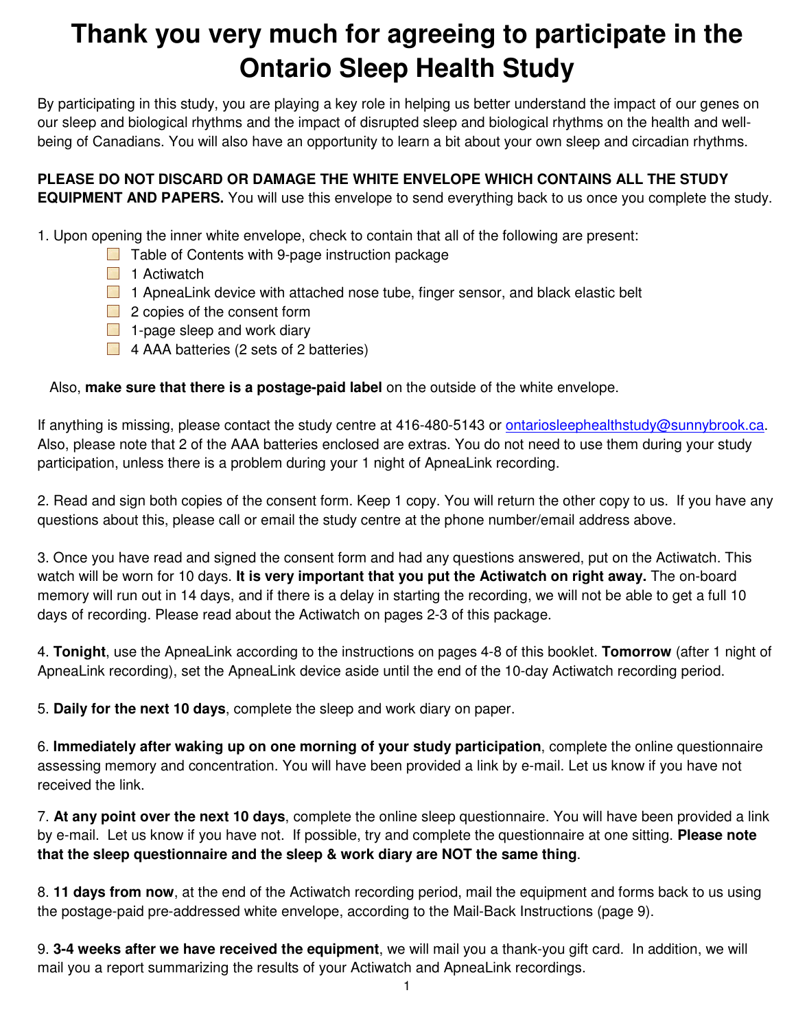# Thank you very much for agreeing to participate in the Ontario Sleep Health Study

By participating in this study, you are playing a key role in helping us better understand the impact of our genes on our sleep and biological rhythms and the impact of disrupted sleep and biological rhythms on the health and well-being of Canadians. You will also have an opportunity to learn a bit about your own sleep and circadian rhythms.

**PLEASE DO NOT DISCARD OR DAMAGE THE WHITE ENVELOPE WHICH CONTAINS ALL THE STUDY EQUIPMENT AND PAPERS.** You will use this envelope to send everything back to us once you complete the study.

1. Upon opening the inner white envelope, check to contain that all of the following are present:
   - [ ] Table of Contents with 9-page instruction package
   - [ ] 1 Actiwatch
   - [ ] 1 ApneaLink device with attached nose tube, finger sensor, and black elastic belt
   - [ ] 2 copies of the consent form
   - [ ] 1-page sleep and work diary
   - [ ] 4 AAA batteries (2 sets of 2 batteries)

   Also, **make sure that there is a postage-paid label** on the outside of the white envelope.

If anything is missing, please contact the study centre at 416-480-5143 or ontariosleephealthstudy@sunnybrook.ca. Also, please note that 2 of the AAA batteries enclosed are extras. You do not need to use them during your study participation, unless there is a problem during your 1 night of ApneaLink recording.

2. Read and sign both copies of the consent form. Keep 1 copy. You will return the other copy to us. If you have any questions about this, please call or email the study centre at the phone number/email address above.

3. Once you have read and signed the consent form and had any questions answered, put on the Actiwatch. This watch will be worn for 10 days. **It is very important that you put the Actiwatch on right away.** The on-board memory will run out in 14 days, and if there is a delay in starting the recording, we will not be able to get a full 10 days of recording. Please read about the Actiwatch on pages 2-3 of this package.

4. **Tonight**, use the ApneaLink according to the instructions on pages 4-8 of this booklet. **Tomorrow** (after 1 night of ApneaLink recording), set the ApneaLink device aside until the end of the 10-day Actiwatch recording period.

5. **Daily for the next 10 days**, complete the sleep and work diary on paper.

6. **Immediately after waking up on one morning of your study participation**, complete the online questionnaire assessing memory and concentration. You will have been provided a link by e-mail. Let us know if you have not received the link.

7. **At any point over the next 10 days**, complete the online sleep questionnaire. You will have been provided a link by e-mail. Let us know if you have not. If possible, try and complete the questionnaire at one sitting. **Please note that the sleep questionnaire and the sleep & work diary are NOT the same thing**.

8. **11 days from now**, at the end of the Actiwatch recording period, mail the equipment and forms back to us using the postage-paid pre-addressed white envelope, according to the Mail-Back Instructions (page 9).

9. **3-4 weeks after we have received the equipment**, we will mail you a thank-you gift card. In addition, we will mail you a report summarizing the results of your Actiwatch and ApneaLink recordings.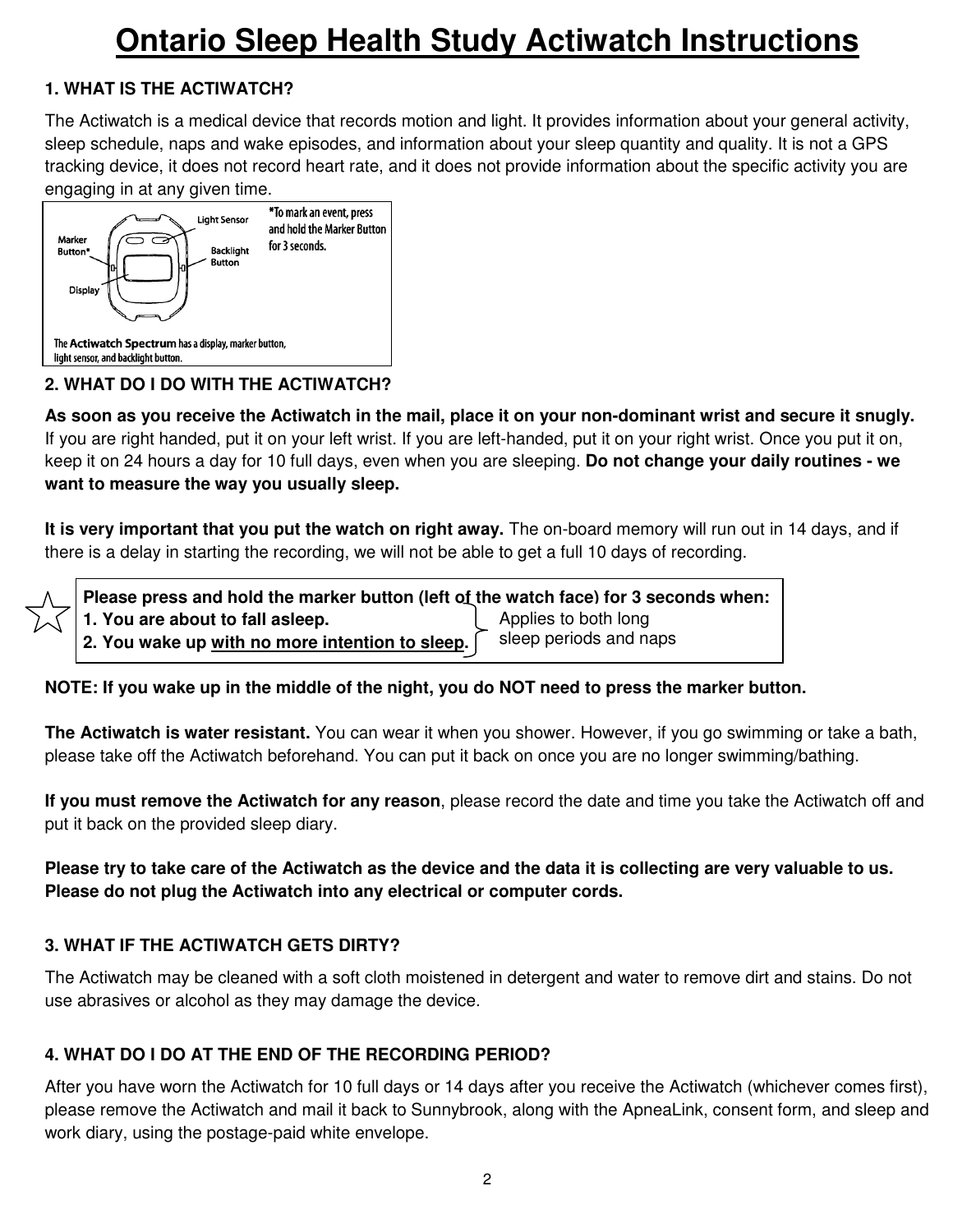# Ontario Sleep Health Study Actiwatch Instructions

## 1. WHAT IS THE ACTIWATCH?

The Actiwatch is a medical device that records motion and light. It provides information about your general activity, sleep schedule, naps and wake episodes, and information about your sleep quantity and quality. It is not a GPS tracking device, it does not record heart rate, and it does not provide information about the specific activity you are engaging in at any given time.

Light Sensor

Marker Button*

Backlight Button

Display

*To mark an event, press and hold the Marker Button for 3 seconds.

The **Actiwatch Spectrum** has a display, marker button, light sensor, and backlight button.

## 2. WHAT DO I DO WITH THE ACTIWATCH?

**As soon as you receive the Actiwatch in the mail, place it on your non-dominant wrist and secure it snugly.** If you are right handed, put it on your left wrist. If you are left-handed, put it on your right wrist. Once you put it on, keep it on 24 hours a day for 10 full days, even when you are sleeping. **Do not change your daily routines - we want to measure the way you usually sleep.**

**It is very important that you put the watch on right away.** The on-board memory will run out in 14 days, and if there is a delay in starting the recording, we will not be able to get a full 10 days of recording.

☆ **Please press and hold the marker button (left of the watch face) for 3 seconds when:**
**1. You are about to fall asleep.**
**2. You wake up with no more intention to sleep.**

(Applies to both long sleep periods and naps)

**NOTE: If you wake up in the middle of the night, you do NOT need to press the marker button.**

**The Actiwatch is water resistant.** You can wear it when you shower. However, if you go swimming or take a bath, please take off the Actiwatch beforehand. You can put it back on once you are no longer swimming/bathing.

**If you must remove the Actiwatch for any reason**, please record the date and time you take the Actiwatch off and put it back on the provided sleep diary.

**Please try to take care of the Actiwatch as the device and the data it is collecting are very valuable to us. Please do not plug the Actiwatch into any electrical or computer cords.**

## 3. WHAT IF THE ACTIWATCH GETS DIRTY?

The Actiwatch may be cleaned with a soft cloth moistened in detergent and water to remove dirt and stains. Do not use abrasives or alcohol as they may damage the device.

## 4. WHAT DO I DO AT THE END OF THE RECORDING PERIOD?

After you have worn the Actiwatch for 10 full days or 14 days after you receive the Actiwatch (whichever comes first), please remove the Actiwatch and mail it back to Sunnybrook, along with the ApneaLink, consent form, and sleep and work diary, using the postage-paid white envelope.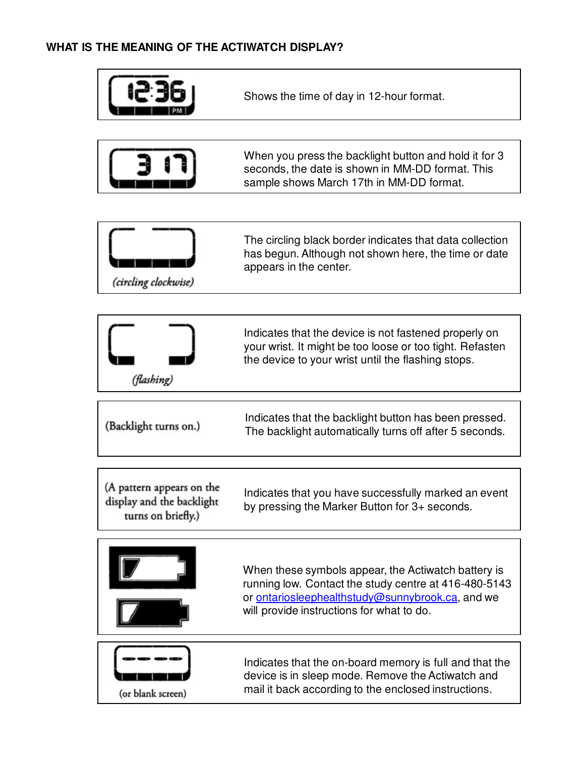**WHAT IS THE MEANING OF THE ACTIWATCH DISPLAY?**

| Display | Meaning |
|---|---|
| 12:36 PM | Shows the time of day in 12-hour format. |
| 3 17 | When you press the backlight button and hold it for 3 seconds, the date is shown in MM-DD format. This sample shows March 17th in MM-DD format. |
| *(circling clockwise)* | The circling black border indicates that data collection has begun. Although not shown here, the time or date appears in the center. |
| *(flashing)* | Indicates that the device is not fastened properly on your wrist. It might be too loose or too tight. Refasten the device to your wrist until the flashing stops. |
| (Backlight turns on.) | Indicates that the backlight button has been pressed. The backlight automatically turns off after 5 seconds. |
| (A pattern appears on the display and the backlight turns on briefly.) | Indicates that you have successfully marked an event by pressing the Marker Button for 3+ seconds. |
| | When these symbols appear, the Actiwatch battery is running low. Contact the study centre at 416-480-5143 or ontariosleephealthstudy@sunnybrook.ca, and we will provide instructions for what to do. |
| (or blank screen) | Indicates that the on-board memory is full and that the device is in sleep mode. Remove the Actiwatch and mail it back according to the enclosed instructions. |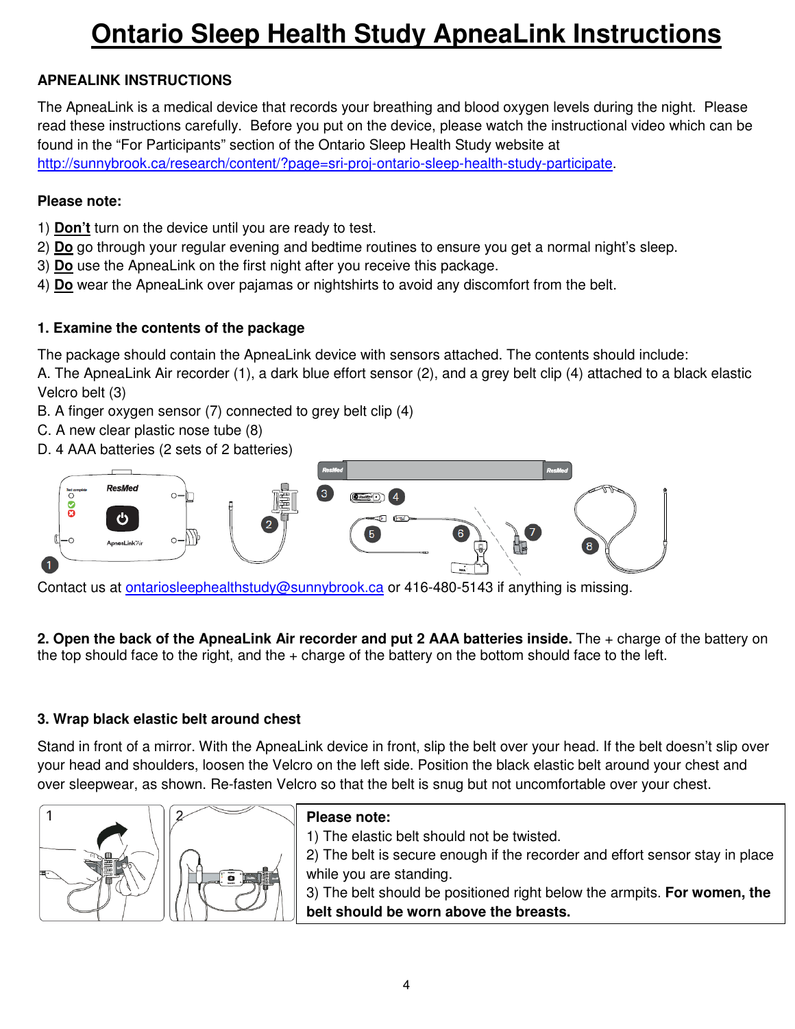# Ontario Sleep Health Study ApneaLink Instructions

## APNEALINK INSTRUCTIONS

The ApneaLink is a medical device that records your breathing and blood oxygen levels during the night. Please read these instructions carefully. Before you put on the device, please watch the instructional video which can be found in the "For Participants" section of the Ontario Sleep Health Study website at http://sunnybrook.ca/research/content/?page=sri-proj-ontario-sleep-health-study-participate.

**Please note:**

1) **Don't** turn on the device until you are ready to test.
2) **Do** go through your regular evening and bedtime routines to ensure you get a normal night's sleep.
3) **Do** use the ApneaLink on the first night after you receive this package.
4) **Do** wear the ApneaLink over pajamas or nightshirts to avoid any discomfort from the belt.

### 1. Examine the contents of the package

The package should contain the ApneaLink device with sensors attached. The contents should include:

A. The ApneaLink Air recorder (1), a dark blue effort sensor (2), and a grey belt clip (4) attached to a black elastic Velcro belt (3)

B. A finger oxygen sensor (7) connected to grey belt clip (4)

C. A new clear plastic nose tube (8)

D. 4 AAA batteries (2 sets of 2 batteries)

Contact us at ontariosleephealthstudy@sunnybrook.ca or 416-480-5143 if anything is missing.

**2. Open the back of the ApneaLink Air recorder and put 2 AAA batteries inside.** The + charge of the battery on the top should face to the right, and the + charge of the battery on the bottom should face to the left.

### 3. Wrap black elastic belt around chest

Stand in front of a mirror. With the ApneaLink device in front, slip the belt over your head. If the belt doesn't slip over your head and shoulders, loosen the Velcro on the left side. Position the black elastic belt around your chest and over sleepwear, as shown. Re-fasten Velcro so that the belt is snug but not uncomfortable over your chest.

**Please note:**

1) The elastic belt should not be twisted.
2) The belt is secure enough if the recorder and effort sensor stay in place while you are standing.
3) The belt should be positioned right below the armpits. **For women, the belt should be worn above the breasts.**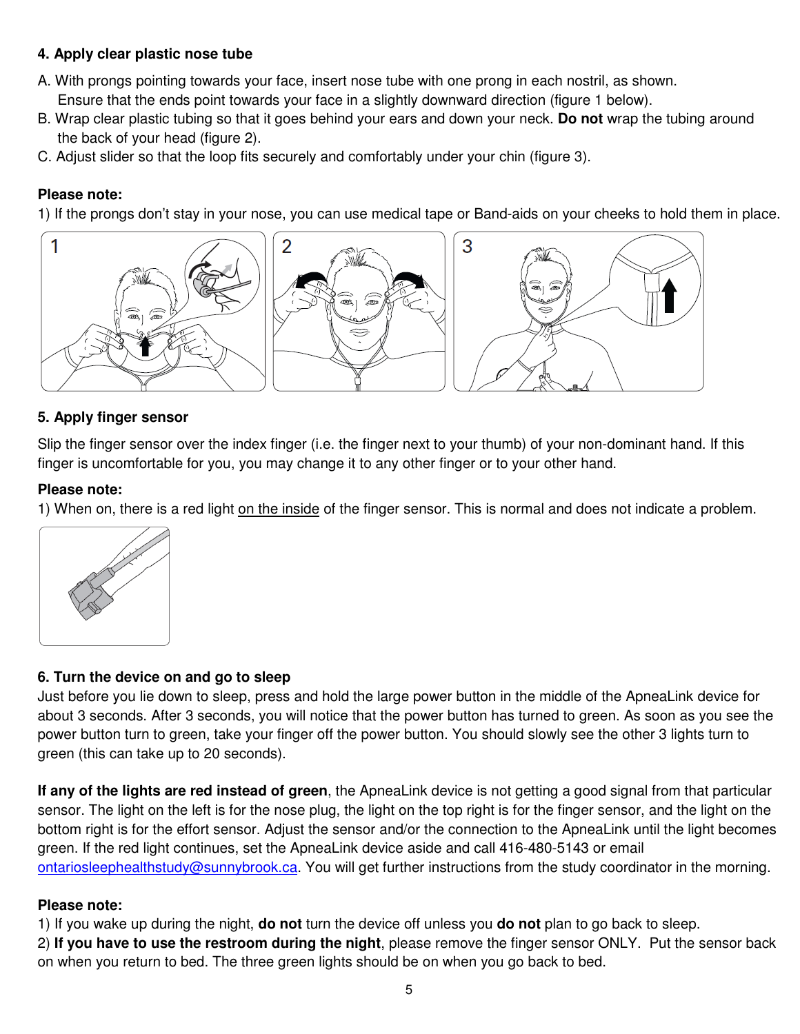**4. Apply clear plastic nose tube**

A. With prongs pointing towards your face, insert nose tube with one prong in each nostril, as shown. Ensure that the ends point towards your face in a slightly downward direction (figure 1 below).

B. Wrap clear plastic tubing so that it goes behind your ears and down your neck. **Do not** wrap the tubing around the back of your head (figure 2).

C. Adjust slider so that the loop fits securely and comfortably under your chin (figure 3).

**Please note:**

1) If the prongs don't stay in your nose, you can use medical tape or Band-aids on your cheeks to hold them in place.

**5. Apply finger sensor**

Slip the finger sensor over the index finger (i.e. the finger next to your thumb) of your non-dominant hand. If this finger is uncomfortable for you, you may change it to any other finger or to your other hand.

**Please note:**

1) When on, there is a red light on the inside of the finger sensor. This is normal and does not indicate a problem.

**6. Turn the device on and go to sleep**

Just before you lie down to sleep, press and hold the large power button in the middle of the ApneaLink device for about 3 seconds. After 3 seconds, you will notice that the power button has turned to green. As soon as you see the power button turn to green, take your finger off the power button. You should slowly see the other 3 lights turn to green (this can take up to 20 seconds).

**If any of the lights are red instead of green**, the ApneaLink device is not getting a good signal from that particular sensor. The light on the left is for the nose plug, the light on the top right is for the finger sensor, and the light on the bottom right is for the effort sensor. Adjust the sensor and/or the connection to the ApneaLink until the light becomes green. If the red light continues, set the ApneaLink device aside and call 416-480-5143 or email ontariosleephealthstudy@sunnybrook.ca. You will get further instructions from the study coordinator in the morning.

**Please note:**

1) If you wake up during the night, **do not** turn the device off unless you **do not** plan to go back to sleep.

2) **If you have to use the restroom during the night**, please remove the finger sensor ONLY. Put the sensor back on when you return to bed. The three green lights should be on when you go back to bed.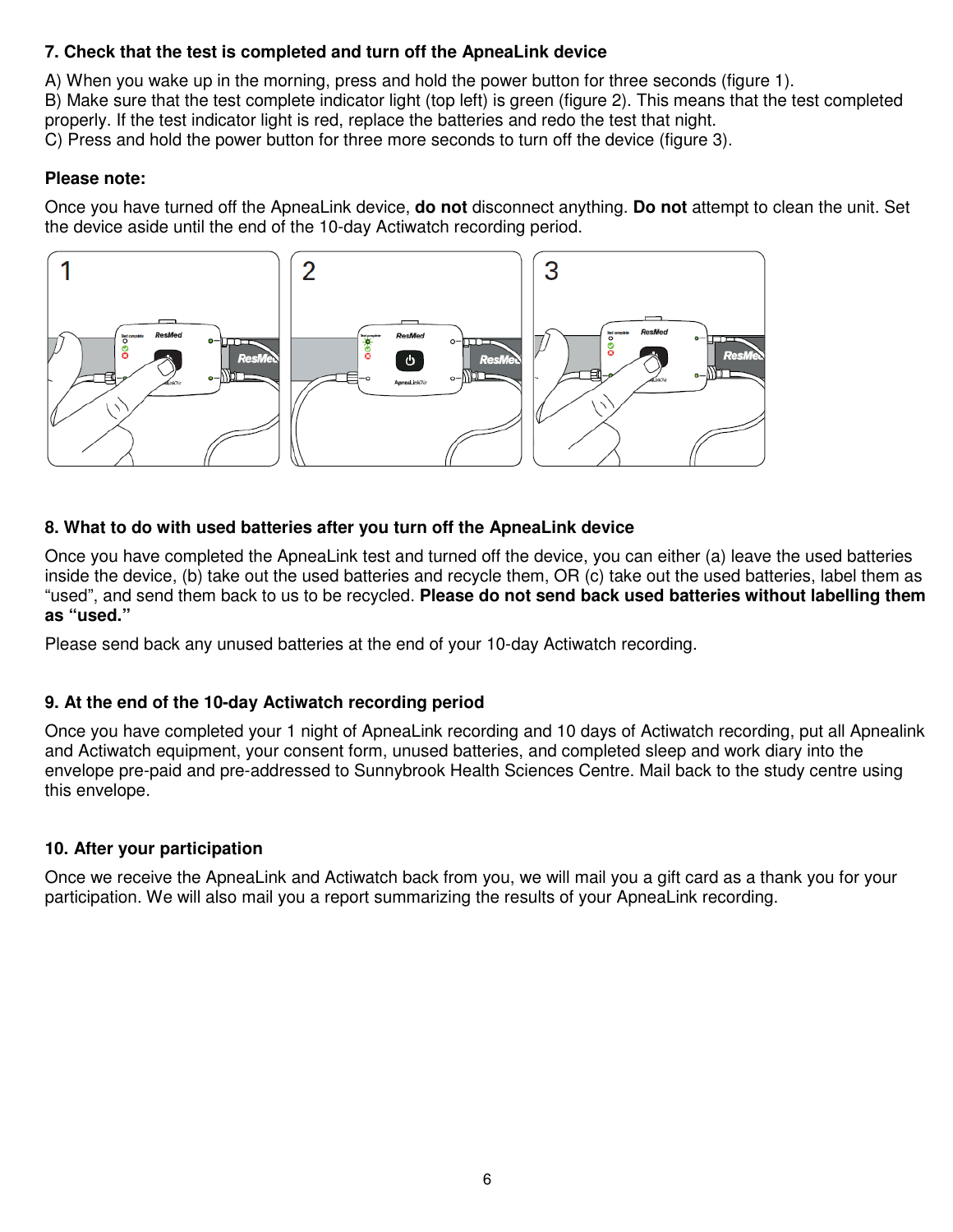**7. Check that the test is completed and turn off the ApneaLink device**

A) When you wake up in the morning, press and hold the power button for three seconds (figure 1).
B) Make sure that the test complete indicator light (top left) is green (figure 2). This means that the test completed properly. If the test indicator light is red, replace the batteries and redo the test that night.
C) Press and hold the power button for three more seconds to turn off the device (figure 3).

**Please note:**

Once you have turned off the ApneaLink device, **do not** disconnect anything. **Do not** attempt to clean the unit. Set the device aside until the end of the 10-day Actiwatch recording period.

**8. What to do with used batteries after you turn off the ApneaLink device**

Once you have completed the ApneaLink test and turned off the device, you can either (a) leave the used batteries inside the device, (b) take out the used batteries and recycle them, OR (c) take out the used batteries, label them as "used", and send them back to us to be recycled. **Please do not send back used batteries without labelling them as "used."**

Please send back any unused batteries at the end of your 10-day Actiwatch recording.

**9. At the end of the 10-day Actiwatch recording period**

Once you have completed your 1 night of ApneaLink recording and 10 days of Actiwatch recording, put all Apnealink and Actiwatch equipment, your consent form, unused batteries, and completed sleep and work diary into the envelope pre-paid and pre-addressed to Sunnybrook Health Sciences Centre. Mail back to the study centre using this envelope.

**10. After your participation**

Once we receive the ApneaLink and Actiwatch back from you, we will mail you a gift card as a thank you for your participation. We will also mail you a report summarizing the results of your ApneaLink recording.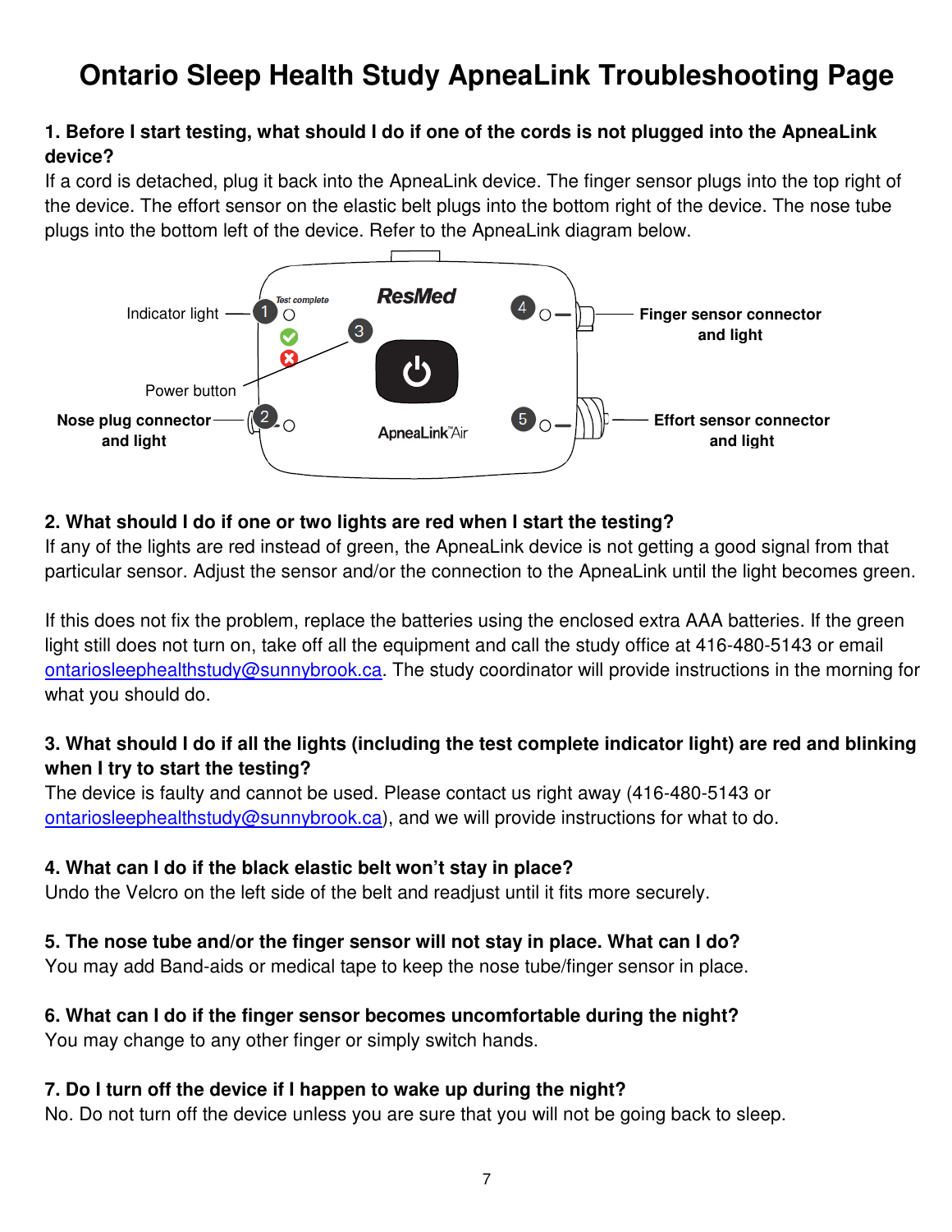# Ontario Sleep Health Study ApneaLink Troubleshooting Page

**1. Before I start testing, what should I do if one of the cords is not plugged into the ApneaLink device?**

If a cord is detached, plug it back into the ApneaLink device. The finger sensor plugs into the top right of the device. The effort sensor on the elastic belt plugs into the bottom right of the device. The nose tube plugs into the bottom left of the device. Refer to the ApneaLink diagram below.

Indicator light — 1
Power button — 3
**Nose plug connector and light** — 2
**Finger sensor connector and light** — 4
**Effort sensor connector and light** — 5

**2. What should I do if one or two lights are red when I start the testing?**

If any of the lights are red instead of green, the ApneaLink device is not getting a good signal from that particular sensor. Adjust the sensor and/or the connection to the ApneaLink until the light becomes green.

If this does not fix the problem, replace the batteries using the enclosed extra AAA batteries. If the green light still does not turn on, take off all the equipment and call the study office at 416-480-5143 or email ontariosleephealthstudy@sunnybrook.ca. The study coordinator will provide instructions in the morning for what you should do.

**3. What should I do if all the lights (including the test complete indicator light) are red and blinking when I try to start the testing?**

The device is faulty and cannot be used. Please contact us right away (416-480-5143 or ontariosleephealthstudy@sunnybrook.ca), and we will provide instructions for what to do.

**4. What can I do if the black elastic belt won't stay in place?**

Undo the Velcro on the left side of the belt and readjust until it fits more securely.

**5. The nose tube and/or the finger sensor will not stay in place. What can I do?**

You may add Band-aids or medical tape to keep the nose tube/finger sensor in place.

**6. What can I do if the finger sensor becomes uncomfortable during the night?**

You may change to any other finger or simply switch hands.

**7. Do I turn off the device if I happen to wake up during the night?**

No. Do not turn off the device unless you are sure that you will not be going back to sleep.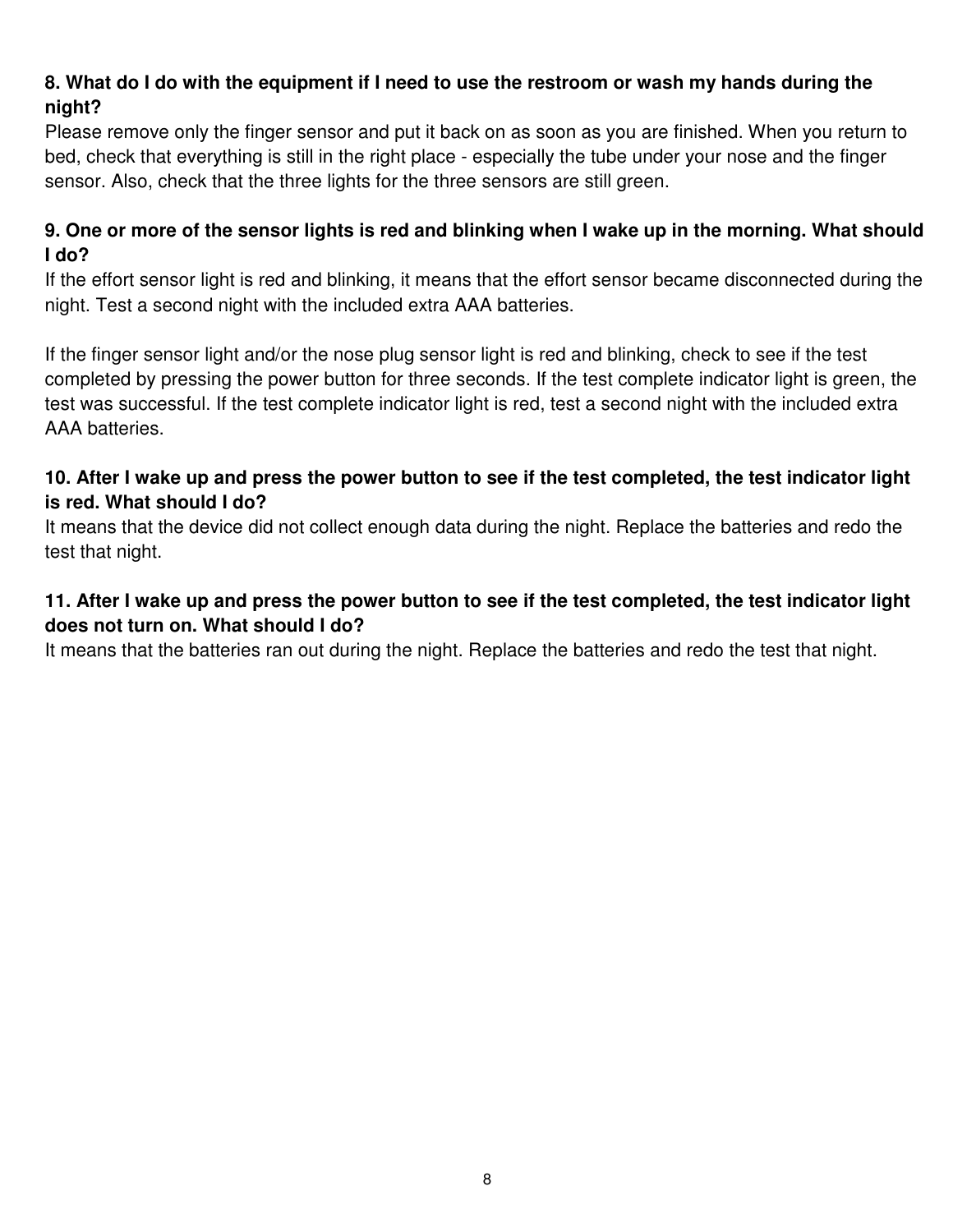**8. What do I do with the equipment if I need to use the restroom or wash my hands during the night?**

Please remove only the finger sensor and put it back on as soon as you are finished. When you return to bed, check that everything is still in the right place - especially the tube under your nose and the finger sensor. Also, check that the three lights for the three sensors are still green.

**9. One or more of the sensor lights is red and blinking when I wake up in the morning. What should I do?**

If the effort sensor light is red and blinking, it means that the effort sensor became disconnected during the night. Test a second night with the included extra AAA batteries.

If the finger sensor light and/or the nose plug sensor light is red and blinking, check to see if the test completed by pressing the power button for three seconds. If the test complete indicator light is green, the test was successful. If the test complete indicator light is red, test a second night with the included extra AAA batteries.

**10. After I wake up and press the power button to see if the test completed, the test indicator light is red. What should I do?**

It means that the device did not collect enough data during the night. Replace the batteries and redo the test that night.

**11. After I wake up and press the power button to see if the test completed, the test indicator light does not turn on. What should I do?**

It means that the batteries ran out during the night. Replace the batteries and redo the test that night.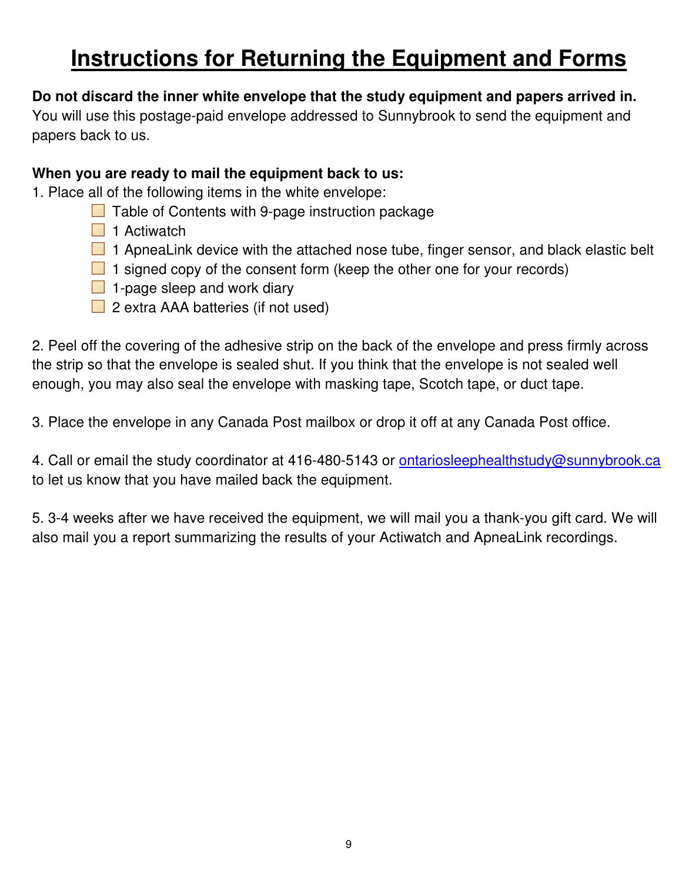# Instructions for Returning the Equipment and Forms

**Do not discard the inner white envelope that the study equipment and papers arrived in.** You will use this postage-paid envelope addressed to Sunnybrook to send the equipment and papers back to us.

**When you are ready to mail the equipment back to us:**

1. Place all of the following items in the white envelope:
   - ☐ Table of Contents with 9-page instruction package
   - ☐ 1 Actiwatch
   - ☐ 1 ApneaLink device with the attached nose tube, finger sensor, and black elastic belt
   - ☐ 1 signed copy of the consent form (keep the other one for your records)
   - ☐ 1-page sleep and work diary
   - ☐ 2 extra AAA batteries (if not used)

2. Peel off the covering of the adhesive strip on the back of the envelope and press firmly across the strip so that the envelope is sealed shut. If you think that the envelope is not sealed well enough, you may also seal the envelope with masking tape, Scotch tape, or duct tape.

3. Place the envelope in any Canada Post mailbox or drop it off at any Canada Post office.

4. Call or email the study coordinator at 416-480-5143 or ontariosleephealthstudy@sunnybrook.ca to let us know that you have mailed back the equipment.

5. 3-4 weeks after we have received the equipment, we will mail you a thank-you gift card. We will also mail you a report summarizing the results of your Actiwatch and ApneaLink recordings.